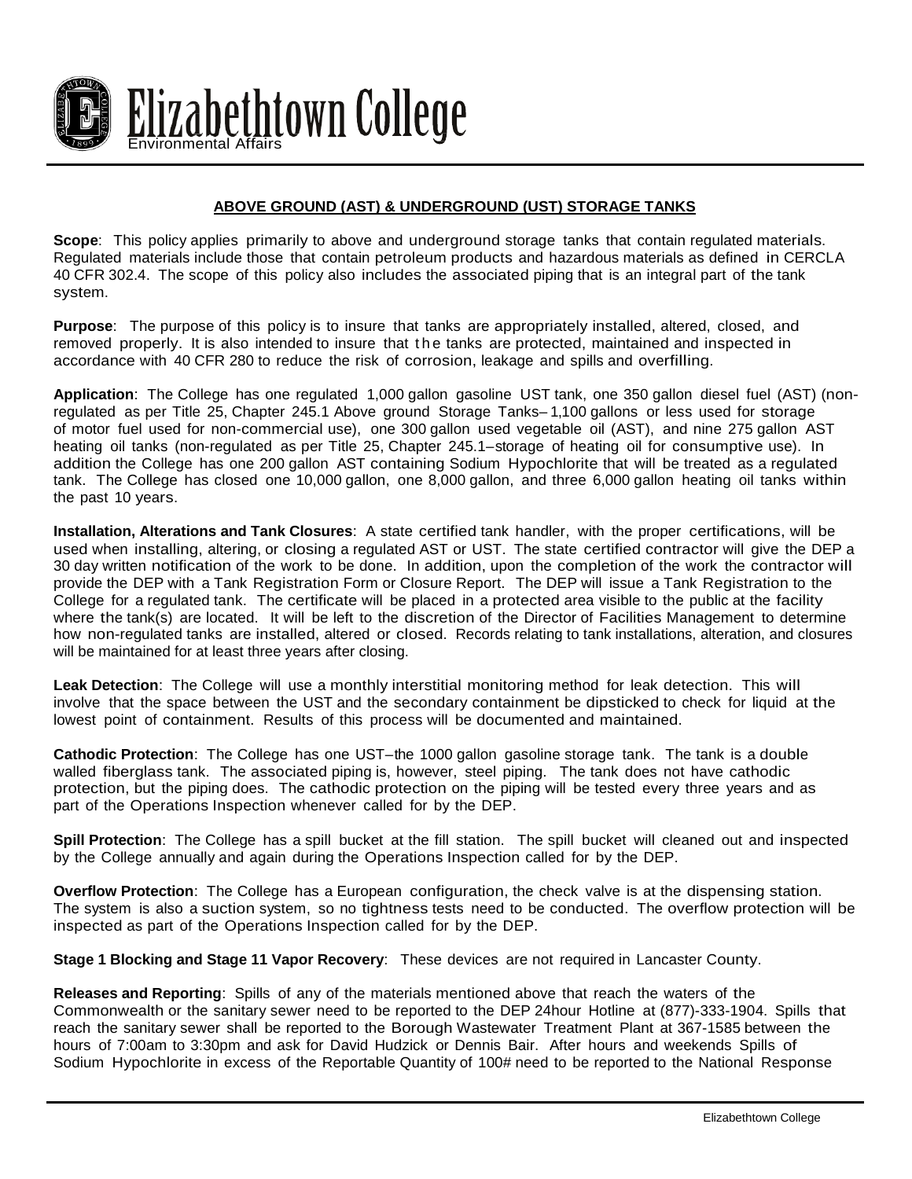Elizabethtown College

Environmental Affairs

## ABOVE GROUND (AST) & UNDERGROUND (UST) STORAGE TANKS

**Scope**: This policy applies primarily to above and underground storage tanks that contain regulated materials. Regulated materials include those that contain petroleum products and hazardous materials as defined in CERCLA 40 CFR 302.4. The scope of this policy also includes the associated piping that is an integral part of the tank system.

**Purpose**: The purpose of this policy is to insure that tanks are appropriately installed, altered, closed, and removed properly. It is also intended to insure that the tanks are protected, maintained and inspected in accordance with 40 CFR 280 to reduce the risk of corrosion, leakage and spills and overfilling.

**Application**: The College has one regulated 1,000 gallon gasoline UST tank, one 350 gallon diesel fuel (AST) (non-regulated as per Title 25, Chapter 245.1 Above ground Storage Tanks– 1,100 gallons or less used for storage of motor fuel used for non-commercial use), one 300 gallon used vegetable oil (AST), and nine 275 gallon AST heating oil tanks (non-regulated as per Title 25, Chapter 245.1–storage of heating oil for consumptive use). In addition the College has one 200 gallon AST containing Sodium Hypochlorite that will be treated as a regulated tank. The College has closed one 10,000 gallon, one 8,000 gallon, and three 6,000 gallon heating oil tanks within the past 10 years.

**Installation, Alterations and Tank Closures**: A state certified tank handler, with the proper certifications, will be used when installing, altering, or closing a regulated AST or UST. The state certified contractor will give the DEP a 30 day written notification of the work to be done. In addition, upon the completion of the work the contractor will provide the DEP with a Tank Registration Form or Closure Report. The DEP will issue a Tank Registration to the College for a regulated tank. The certificate will be placed in a protected area visible to the public at the facility where the tank(s) are located. It will be left to the discretion of the Director of Facilities Management to determine how non-regulated tanks are installed, altered or closed. Records relating to tank installations, alteration, and closures will be maintained for at least three years after closing.

**Leak Detection**: The College will use a monthly interstitial monitoring method for leak detection. This will involve that the space between the UST and the secondary containment be dipsticked to check for liquid at the lowest point of containment. Results of this process will be documented and maintained.

**Cathodic Protection**: The College has one UST–the 1000 gallon gasoline storage tank. The tank is a double walled fiberglass tank. The associated piping is, however, steel piping. The tank does not have cathodic protection, but the piping does. The cathodic protection on the piping will be tested every three years and as part of the Operations Inspection whenever called for by the DEP.

**Spill Protection**: The College has a spill bucket at the fill station. The spill bucket will cleaned out and inspected by the College annually and again during the Operations Inspection called for by the DEP.

**Overflow Protection**: The College has a European configuration, the check valve is at the dispensing station. The system is also a suction system, so no tightness tests need to be conducted. The overflow protection will be inspected as part of the Operations Inspection called for by the DEP.

**Stage 1 Blocking and Stage 11 Vapor Recovery**: These devices are not required in Lancaster County.

**Releases and Reporting**: Spills of any of the materials mentioned above that reach the waters of the Commonwealth or the sanitary sewer need to be reported to the DEP 24hour Hotline at (877)-333-1904. Spills that reach the sanitary sewer shall be reported to the Borough Wastewater Treatment Plant at 367-1585 between the hours of 7:00am to 3:30pm and ask for David Hudzick or Dennis Bair. After hours and weekends Spills of Sodium Hypochlorite in excess of the Reportable Quantity of 100# need to be reported to the National Response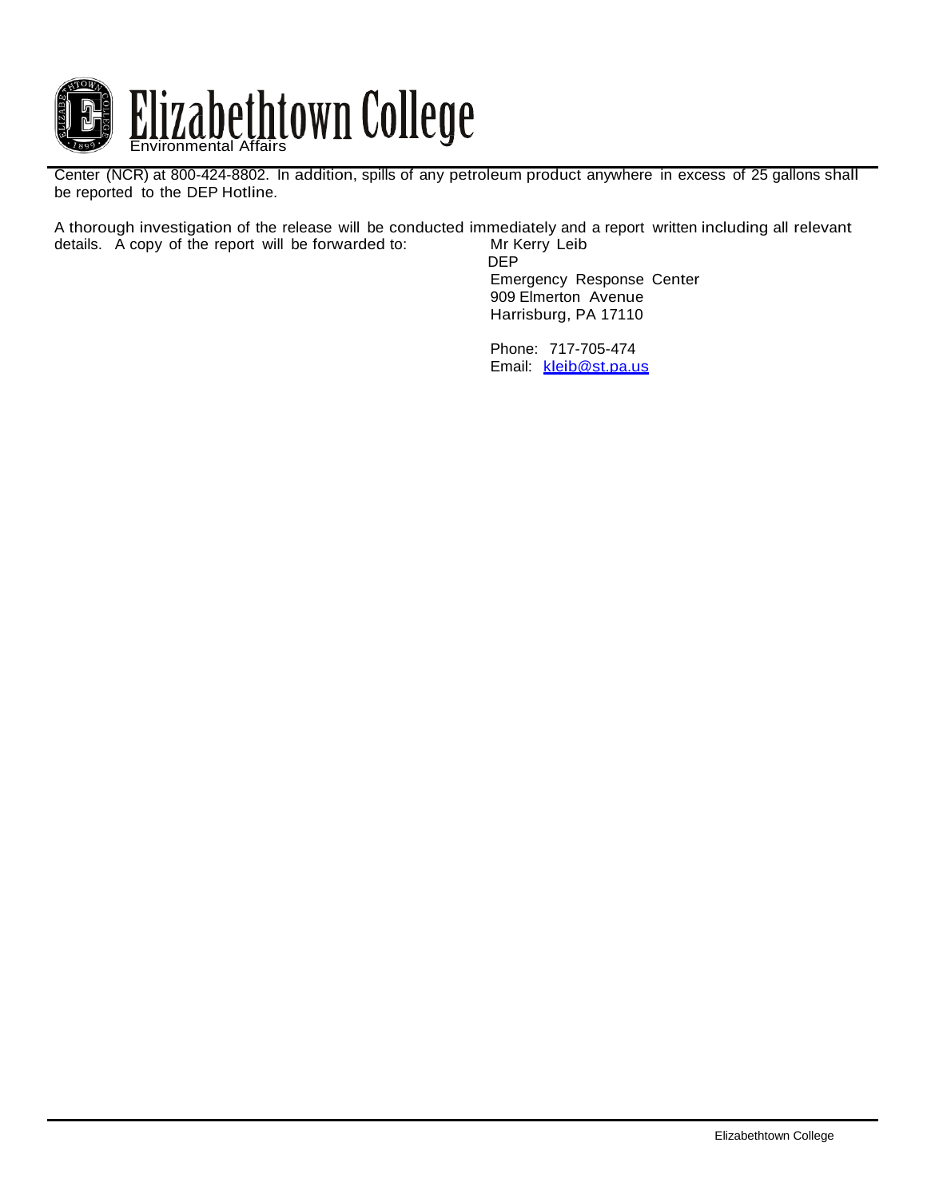Center (NCR) at 800-424-8802. In addition, spills of any petroleum product anywhere in excess of 25 gallons shall be reported to the DEP Hotline.

A thorough investigation of the release will be conducted immediately and a report written including all relevant details. A copy of the report will be forwarded to:

Mr Kerry Leib
DEP
Emergency Response Center
909 Elmerton Avenue
Harrisburg, PA 17110

Phone: 717-705-474
Email: kleib@st.pa.us